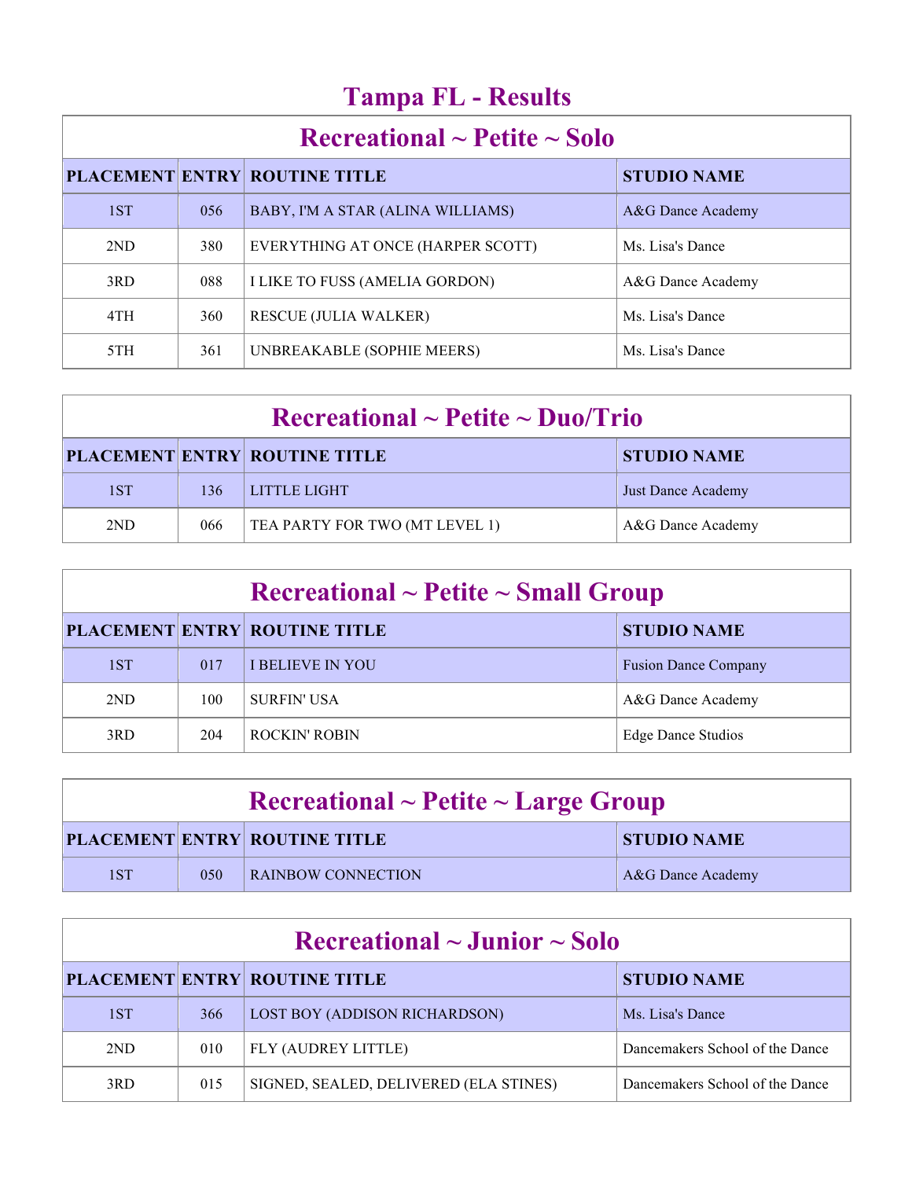# Tampa FL - Results

## Recreational ~ Petite ~ Solo

| PLACEMENT | ENTRY | ROUTINE TITLE | STUDIO NAME |
|---|---|---|---|
| 1ST | 056 | BABY, I'M A STAR (ALINA WILLIAMS) | A&G Dance Academy |
| 2ND | 380 | EVERYTHING AT ONCE (HARPER SCOTT) | Ms. Lisa's Dance |
| 3RD | 088 | I LIKE TO FUSS (AMELIA GORDON) | A&G Dance Academy |
| 4TH | 360 | RESCUE (JULIA WALKER) | Ms. Lisa's Dance |
| 5TH | 361 | UNBREAKABLE (SOPHIE MEERS) | Ms. Lisa's Dance |

## Recreational ~ Petite ~ Duo/Trio

| PLACEMENT | ENTRY | ROUTINE TITLE | STUDIO NAME |
|---|---|---|---|
| 1ST | 136 | LITTLE LIGHT | Just Dance Academy |
| 2ND | 066 | TEA PARTY FOR TWO (MT LEVEL 1) | A&G Dance Academy |

## Recreational ~ Petite ~ Small Group

| PLACEMENT | ENTRY | ROUTINE TITLE | STUDIO NAME |
|---|---|---|---|
| 1ST | 017 | I BELIEVE IN YOU | Fusion Dance Company |
| 2ND | 100 | SURFIN' USA | A&G Dance Academy |
| 3RD | 204 | ROCKIN' ROBIN | Edge Dance Studios |

## Recreational ~ Petite ~ Large Group

| PLACEMENT | ENTRY | ROUTINE TITLE | STUDIO NAME |
|---|---|---|---|
| 1ST | 050 | RAINBOW CONNECTION | A&G Dance Academy |

## Recreational ~ Junior ~ Solo

| PLACEMENT | ENTRY | ROUTINE TITLE | STUDIO NAME |
|---|---|---|---|
| 1ST | 366 | LOST BOY (ADDISON RICHARDSON) | Ms. Lisa's Dance |
| 2ND | 010 | FLY (AUDREY LITTLE) | Dancemakers School of the Dance |
| 3RD | 015 | SIGNED, SEALED, DELIVERED (ELA STINES) | Dancemakers School of the Dance |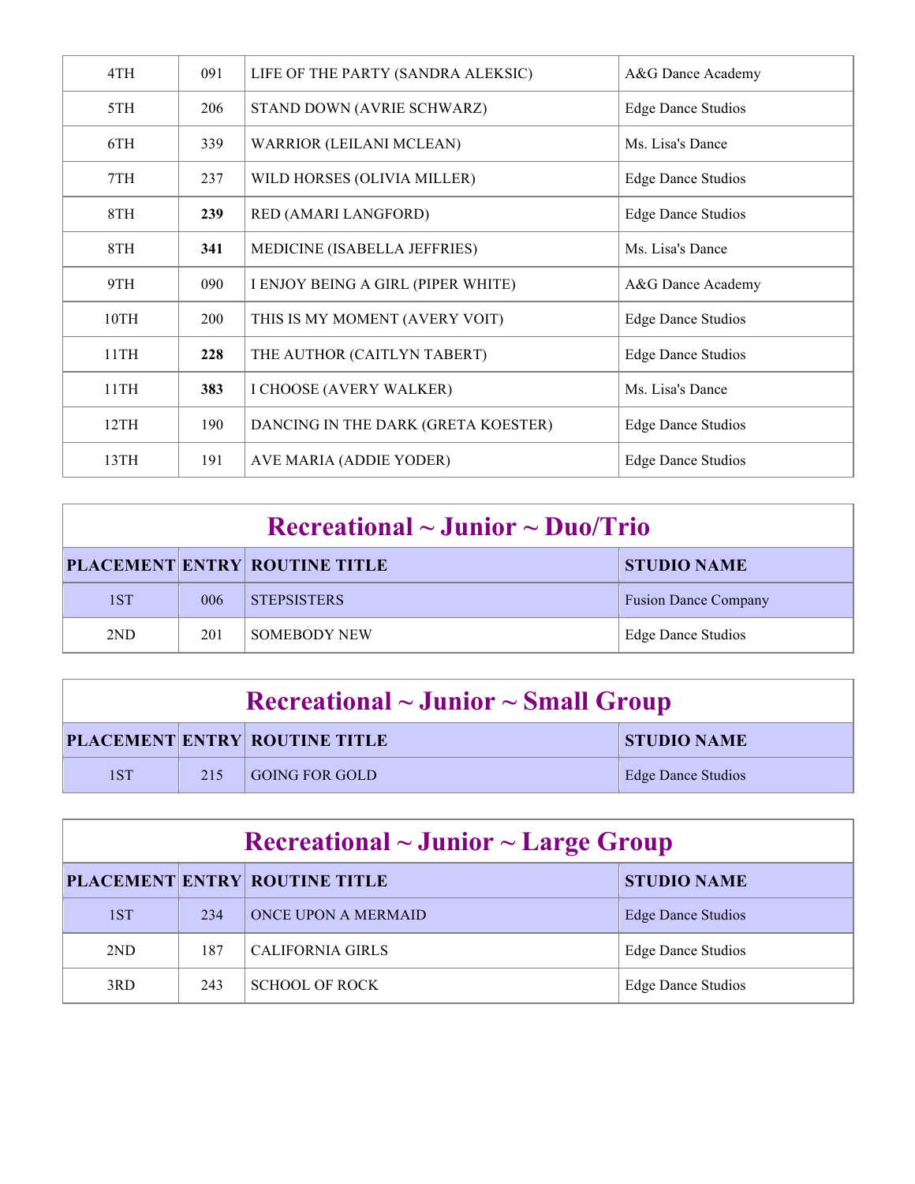| | | | |
|---|---|---|---|
| 4TH | 091 | LIFE OF THE PARTY (SANDRA ALEKSIC) | A&G Dance Academy |
| 5TH | 206 | STAND DOWN (AVRIE SCHWARZ) | Edge Dance Studios |
| 6TH | 339 | WARRIOR (LEILANI MCLEAN) | Ms. Lisa's Dance |
| 7TH | 237 | WILD HORSES (OLIVIA MILLER) | Edge Dance Studios |
| 8TH | **239** | RED (AMARI LANGFORD) | Edge Dance Studios |
| 8TH | **341** | MEDICINE (ISABELLA JEFFRIES) | Ms. Lisa's Dance |
| 9TH | 090 | I ENJOY BEING A GIRL (PIPER WHITE) | A&G Dance Academy |
| 10TH | 200 | THIS IS MY MOMENT (AVERY VOIT) | Edge Dance Studios |
| 11TH | **228** | THE AUTHOR (CAITLYN TABERT) | Edge Dance Studios |
| 11TH | **383** | I CHOOSE (AVERY WALKER) | Ms. Lisa's Dance |
| 12TH | 190 | DANCING IN THE DARK (GRETA KOESTER) | Edge Dance Studios |
| 13TH | 191 | AVE MARIA (ADDIE YODER) | Edge Dance Studios |

## Recreational ~ Junior ~ Duo/Trio

| PLACEMENT | ENTRY | ROUTINE TITLE | STUDIO NAME |
|---|---|---|---|
| 1ST | 006 | STEPSISTERS | Fusion Dance Company |
| 2ND | 201 | SOMEBODY NEW | Edge Dance Studios |

## Recreational ~ Junior ~ Small Group

| PLACEMENT | ENTRY | ROUTINE TITLE | STUDIO NAME |
|---|---|---|---|
| 1ST | 215 | GOING FOR GOLD | Edge Dance Studios |

## Recreational ~ Junior ~ Large Group

| PLACEMENT | ENTRY | ROUTINE TITLE | STUDIO NAME |
|---|---|---|---|
| 1ST | 234 | ONCE UPON A MERMAID | Edge Dance Studios |
| 2ND | 187 | CALIFORNIA GIRLS | Edge Dance Studios |
| 3RD | 243 | SCHOOL OF ROCK | Edge Dance Studios |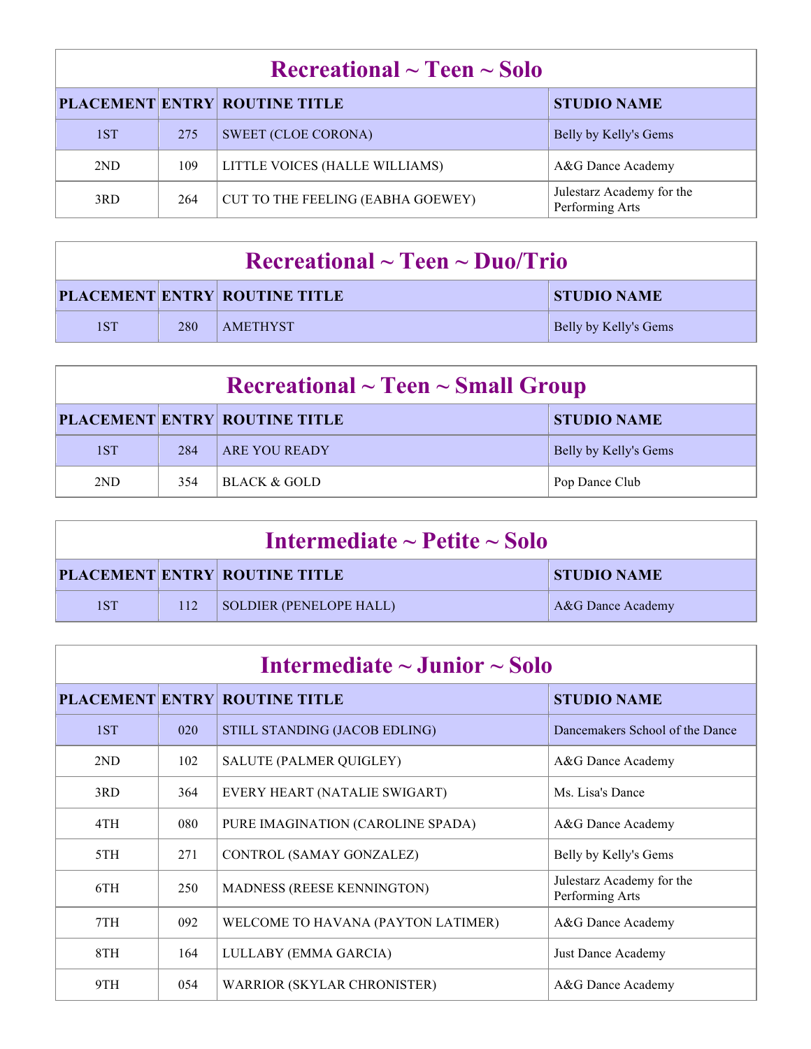## Recreational ~ Teen ~ Solo

| PLACEMENT | ENTRY | ROUTINE TITLE | STUDIO NAME |
|---|---|---|---|
| 1ST | 275 | SWEET (CLOE CORONA) | Belly by Kelly's Gems |
| 2ND | 109 | LITTLE VOICES (HALLE WILLIAMS) | A&G Dance Academy |
| 3RD | 264 | CUT TO THE FEELING (EABHA GOEWEY) | Julestarz Academy for the Performing Arts |

## Recreational ~ Teen ~ Duo/Trio

| PLACEMENT | ENTRY | ROUTINE TITLE | STUDIO NAME |
|---|---|---|---|
| 1ST | 280 | AMETHYST | Belly by Kelly's Gems |

## Recreational ~ Teen ~ Small Group

| PLACEMENT | ENTRY | ROUTINE TITLE | STUDIO NAME |
|---|---|---|---|
| 1ST | 284 | ARE YOU READY | Belly by Kelly's Gems |
| 2ND | 354 | BLACK & GOLD | Pop Dance Club |

## Intermediate ~ Petite ~ Solo

| PLACEMENT | ENTRY | ROUTINE TITLE | STUDIO NAME |
|---|---|---|---|
| 1ST | 112 | SOLDIER (PENELOPE HALL) | A&G Dance Academy |

## Intermediate ~ Junior ~ Solo

| PLACEMENT | ENTRY | ROUTINE TITLE | STUDIO NAME |
|---|---|---|---|
| 1ST | 020 | STILL STANDING (JACOB EDLING) | Dancemakers School of the Dance |
| 2ND | 102 | SALUTE (PALMER QUIGLEY) | A&G Dance Academy |
| 3RD | 364 | EVERY HEART (NATALIE SWIGART) | Ms. Lisa's Dance |
| 4TH | 080 | PURE IMAGINATION (CAROLINE SPADA) | A&G Dance Academy |
| 5TH | 271 | CONTROL (SAMAY GONZALEZ) | Belly by Kelly's Gems |
| 6TH | 250 | MADNESS (REESE KENNINGTON) | Julestarz Academy for the Performing Arts |
| 7TH | 092 | WELCOME TO HAVANA (PAYTON LATIMER) | A&G Dance Academy |
| 8TH | 164 | LULLABY (EMMA GARCIA) | Just Dance Academy |
| 9TH | 054 | WARRIOR (SKYLAR CHRONISTER) | A&G Dance Academy |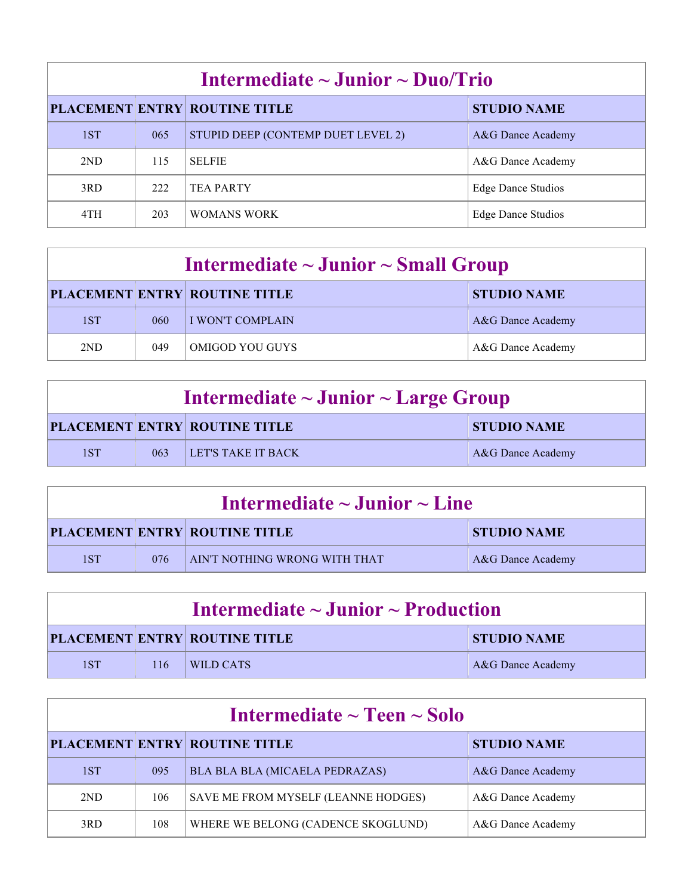## Intermediate ~ Junior ~ Duo/Trio

| PLACEMENT | ENTRY | ROUTINE TITLE | STUDIO NAME |
|---|---|---|---|
| 1ST | 065 | STUPID DEEP (CONTEMP DUET LEVEL 2) | A&G Dance Academy |
| 2ND | 115 | SELFIE | A&G Dance Academy |
| 3RD | 222 | TEA PARTY | Edge Dance Studios |
| 4TH | 203 | WOMANS WORK | Edge Dance Studios |

## Intermediate ~ Junior ~ Small Group

| PLACEMENT | ENTRY | ROUTINE TITLE | STUDIO NAME |
|---|---|---|---|
| 1ST | 060 | I WON'T COMPLAIN | A&G Dance Academy |
| 2ND | 049 | OMIGOD YOU GUYS | A&G Dance Academy |

## Intermediate ~ Junior ~ Large Group

| PLACEMENT | ENTRY | ROUTINE TITLE | STUDIO NAME |
|---|---|---|---|
| 1ST | 063 | LET'S TAKE IT BACK | A&G Dance Academy |

## Intermediate ~ Junior ~ Line

| PLACEMENT | ENTRY | ROUTINE TITLE | STUDIO NAME |
|---|---|---|---|
| 1ST | 076 | AIN'T NOTHING WRONG WITH THAT | A&G Dance Academy |

## Intermediate ~ Junior ~ Production

| PLACEMENT | ENTRY | ROUTINE TITLE | STUDIO NAME |
|---|---|---|---|
| 1ST | 116 | WILD CATS | A&G Dance Academy |

## Intermediate ~ Teen ~ Solo

| PLACEMENT | ENTRY | ROUTINE TITLE | STUDIO NAME |
|---|---|---|---|
| 1ST | 095 | BLA BLA BLA (MICAELA PEDRAZAS) | A&G Dance Academy |
| 2ND | 106 | SAVE ME FROM MYSELF (LEANNE HODGES) | A&G Dance Academy |
| 3RD | 108 | WHERE WE BELONG (CADENCE SKOGLUND) | A&G Dance Academy |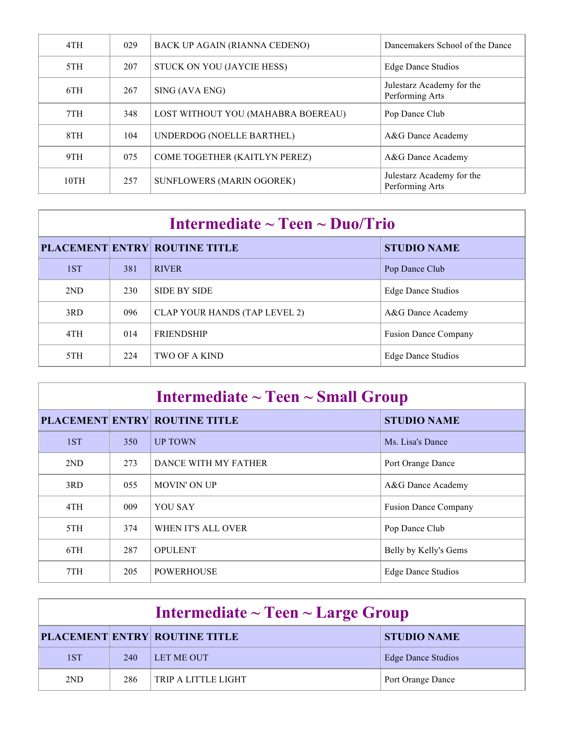| | | | |
|---|---|---|---|
| 4TH | 029 | BACK UP AGAIN (RIANNA CEDENO) | Dancemakers School of the Dance |
| 5TH | 207 | STUCK ON YOU (JAYCIE HESS) | Edge Dance Studios |
| 6TH | 267 | SING (AVA ENG) | Julestarz Academy for the Performing Arts |
| 7TH | 348 | LOST WITHOUT YOU (MAHABRA BOEREAU) | Pop Dance Club |
| 8TH | 104 | UNDERDOG (NOELLE BARTHEL) | A&G Dance Academy |
| 9TH | 075 | COME TOGETHER (KAITLYN PEREZ) | A&G Dance Academy |
| 10TH | 257 | SUNFLOWERS (MARIN OGOREK) | Julestarz Academy for the Performing Arts |

## Intermediate ~ Teen ~ Duo/Trio

| PLACEMENT | ENTRY | ROUTINE TITLE | STUDIO NAME |
|---|---|---|---|
| 1ST | 381 | RIVER | Pop Dance Club |
| 2ND | 230 | SIDE BY SIDE | Edge Dance Studios |
| 3RD | 096 | CLAP YOUR HANDS (TAP LEVEL 2) | A&G Dance Academy |
| 4TH | 014 | FRIENDSHIP | Fusion Dance Company |
| 5TH | 224 | TWO OF A KIND | Edge Dance Studios |

## Intermediate ~ Teen ~ Small Group

| PLACEMENT | ENTRY | ROUTINE TITLE | STUDIO NAME |
|---|---|---|---|
| 1ST | 350 | UP TOWN | Ms. Lisa's Dance |
| 2ND | 273 | DANCE WITH MY FATHER | Port Orange Dance |
| 3RD | 055 | MOVIN' ON UP | A&G Dance Academy |
| 4TH | 009 | YOU SAY | Fusion Dance Company |
| 5TH | 374 | WHEN IT'S ALL OVER | Pop Dance Club |
| 6TH | 287 | OPULENT | Belly by Kelly's Gems |
| 7TH | 205 | POWERHOUSE | Edge Dance Studios |

## Intermediate ~ Teen ~ Large Group

| PLACEMENT | ENTRY | ROUTINE TITLE | STUDIO NAME |
|---|---|---|---|
| 1ST | 240 | LET ME OUT | Edge Dance Studios |
| 2ND | 286 | TRIP A LITTLE LIGHT | Port Orange Dance |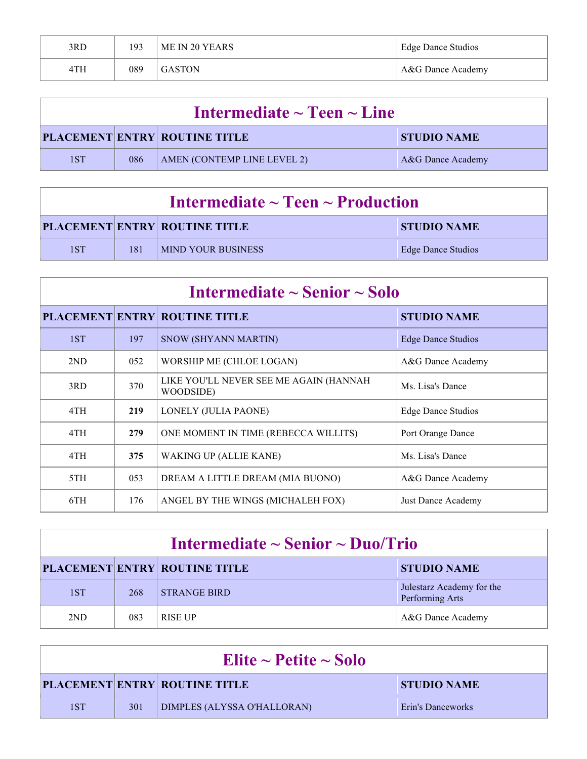| PLACEMENT | ENTRY | ROUTINE TITLE | STUDIO NAME |
|---|---|---|---|
| 3RD | 193 | ME IN 20 YEARS | Edge Dance Studios |
| 4TH | 089 | GASTON | A&G Dance Academy |

## Intermediate ~ Teen ~ Line

| PLACEMENT | ENTRY | ROUTINE TITLE | STUDIO NAME |
|---|---|---|---|
| 1ST | 086 | AMEN (CONTEMP LINE LEVEL 2) | A&G Dance Academy |

## Intermediate ~ Teen ~ Production

| PLACEMENT | ENTRY | ROUTINE TITLE | STUDIO NAME |
|---|---|---|---|
| 1ST | 181 | MIND YOUR BUSINESS | Edge Dance Studios |

## Intermediate ~ Senior ~ Solo

| PLACEMENT | ENTRY | ROUTINE TITLE | STUDIO NAME |
|---|---|---|---|
| 1ST | 197 | SNOW (SHYANN MARTIN) | Edge Dance Studios |
| 2ND | 052 | WORSHIP ME (CHLOE LOGAN) | A&G Dance Academy |
| 3RD | 370 | LIKE YOU'LL NEVER SEE ME AGAIN (HANNAH WOODSIDE) | Ms. Lisa's Dance |
| 4TH | **219** | LONELY (JULIA PAONE) | Edge Dance Studios |
| 4TH | **279** | ONE MOMENT IN TIME (REBECCA WILLITS) | Port Orange Dance |
| 4TH | **375** | WAKING UP (ALLIE KANE) | Ms. Lisa's Dance |
| 5TH | 053 | DREAM A LITTLE DREAM (MIA BUONO) | A&G Dance Academy |
| 6TH | 176 | ANGEL BY THE WINGS (MICHALEH FOX) | Just Dance Academy |

## Intermediate ~ Senior ~ Duo/Trio

| PLACEMENT | ENTRY | ROUTINE TITLE | STUDIO NAME |
|---|---|---|---|
| 1ST | 268 | STRANGE BIRD | Julestarz Academy for the Performing Arts |
| 2ND | 083 | RISE UP | A&G Dance Academy |

## Elite ~ Petite ~ Solo

| PLACEMENT | ENTRY | ROUTINE TITLE | STUDIO NAME |
|---|---|---|---|
| 1ST | 301 | DIMPLES (ALYSSA O'HALLORAN) | Erin's Danceworks |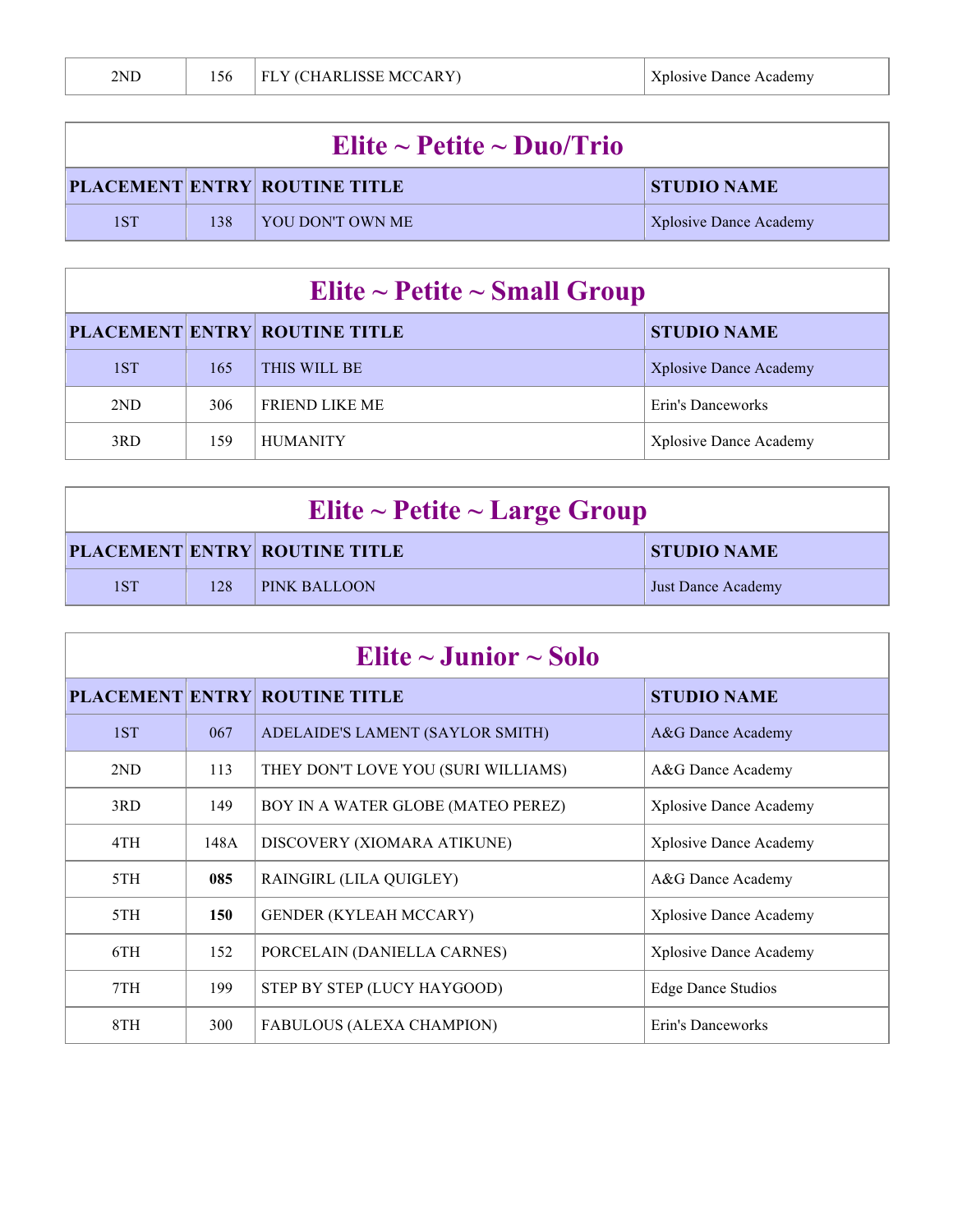| 2ND | 156 | FLY (CHARLISSE MCCARY) | Xplosive Dance Academy |
|---|---|---|---|

## Elite ~ Petite ~ Duo/Trio

| PLACEMENT | ENTRY | ROUTINE TITLE | STUDIO NAME |
|---|---|---|---|
| 1ST | 138 | YOU DON'T OWN ME | Xplosive Dance Academy |

## Elite ~ Petite ~ Small Group

| PLACEMENT | ENTRY | ROUTINE TITLE | STUDIO NAME |
|---|---|---|---|
| 1ST | 165 | THIS WILL BE | Xplosive Dance Academy |
| 2ND | 306 | FRIEND LIKE ME | Erin's Danceworks |
| 3RD | 159 | HUMANITY | Xplosive Dance Academy |

## Elite ~ Petite ~ Large Group

| PLACEMENT | ENTRY | ROUTINE TITLE | STUDIO NAME |
|---|---|---|---|
| 1ST | 128 | PINK BALLOON | Just Dance Academy |

## Elite ~ Junior ~ Solo

| PLACEMENT | ENTRY | ROUTINE TITLE | STUDIO NAME |
|---|---|---|---|
| 1ST | 067 | ADELAIDE'S LAMENT (SAYLOR SMITH) | A&G Dance Academy |
| 2ND | 113 | THEY DON'T LOVE YOU (SURI WILLIAMS) | A&G Dance Academy |
| 3RD | 149 | BOY IN A WATER GLOBE (MATEO PEREZ) | Xplosive Dance Academy |
| 4TH | 148A | DISCOVERY (XIOMARA ATIKUNE) | Xplosive Dance Academy |
| 5TH | **085** | RAINGIRL (LILA QUIGLEY) | A&G Dance Academy |
| 5TH | **150** | GENDER (KYLEAH MCCARY) | Xplosive Dance Academy |
| 6TH | 152 | PORCELAIN (DANIELLA CARNES) | Xplosive Dance Academy |
| 7TH | 199 | STEP BY STEP (LUCY HAYGOOD) | Edge Dance Studios |
| 8TH | 300 | FABULOUS (ALEXA CHAMPION) | Erin's Danceworks |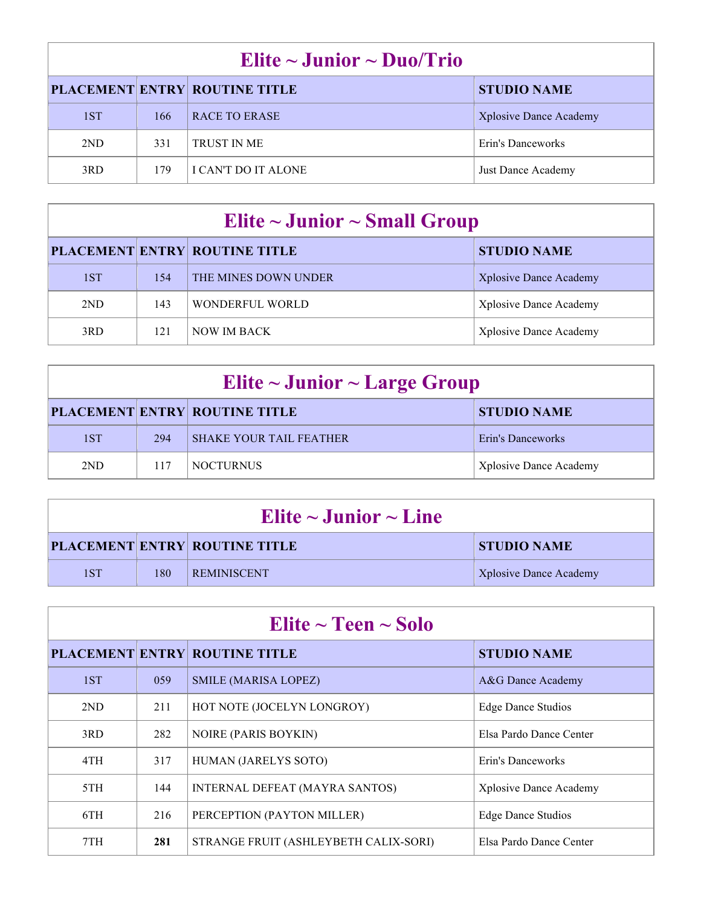## Elite ~ Junior ~ Duo/Trio

| PLACEMENT | ENTRY | ROUTINE TITLE | STUDIO NAME |
|---|---|---|---|
| 1ST | 166 | RACE TO ERASE | Xplosive Dance Academy |
| 2ND | 331 | TRUST IN ME | Erin's Danceworks |
| 3RD | 179 | I CAN'T DO IT ALONE | Just Dance Academy |

## Elite ~ Junior ~ Small Group

| PLACEMENT | ENTRY | ROUTINE TITLE | STUDIO NAME |
|---|---|---|---|
| 1ST | 154 | THE MINES DOWN UNDER | Xplosive Dance Academy |
| 2ND | 143 | WONDERFUL WORLD | Xplosive Dance Academy |
| 3RD | 121 | NOW IM BACK | Xplosive Dance Academy |

## Elite ~ Junior ~ Large Group

| PLACEMENT | ENTRY | ROUTINE TITLE | STUDIO NAME |
|---|---|---|---|
| 1ST | 294 | SHAKE YOUR TAIL FEATHER | Erin's Danceworks |
| 2ND | 117 | NOCTURNUS | Xplosive Dance Academy |

## Elite ~ Junior ~ Line

| PLACEMENT | ENTRY | ROUTINE TITLE | STUDIO NAME |
|---|---|---|---|
| 1ST | 180 | REMINISCENT | Xplosive Dance Academy |

## Elite ~ Teen ~ Solo

| PLACEMENT | ENTRY | ROUTINE TITLE | STUDIO NAME |
|---|---|---|---|
| 1ST | 059 | SMILE (MARISA LOPEZ) | A&G Dance Academy |
| 2ND | 211 | HOT NOTE (JOCELYN LONGROY) | Edge Dance Studios |
| 3RD | 282 | NOIRE (PARIS BOYKIN) | Elsa Pardo Dance Center |
| 4TH | 317 | HUMAN (JARELYS SOTO) | Erin's Danceworks |
| 5TH | 144 | INTERNAL DEFEAT (MAYRA SANTOS) | Xplosive Dance Academy |
| 6TH | 216 | PERCEPTION (PAYTON MILLER) | Edge Dance Studios |
| 7TH | **281** | STRANGE FRUIT (ASHLEYBETH CALIX-SORI) | Elsa Pardo Dance Center |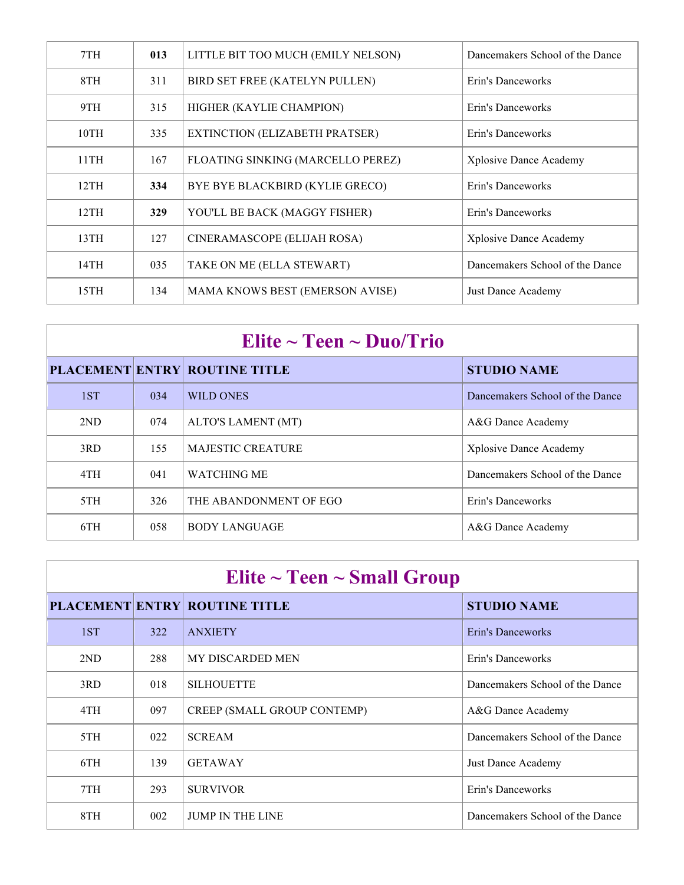| 7TH | **013** | LITTLE BIT TOO MUCH (EMILY NELSON) | Dancemakers School of the Dance |
|---|---|---|---|
| 8TH | 311 | BIRD SET FREE (KATELYN PULLEN) | Erin's Danceworks |
| 9TH | 315 | HIGHER (KAYLIE CHAMPION) | Erin's Danceworks |
| 10TH | 335 | EXTINCTION (ELIZABETH PRATSER) | Erin's Danceworks |
| 11TH | 167 | FLOATING SINKING (MARCELLO PEREZ) | Xplosive Dance Academy |
| 12TH | **334** | BYE BYE BLACKBIRD (KYLIE GRECO) | Erin's Danceworks |
| 12TH | **329** | YOU'LL BE BACK (MAGGY FISHER) | Erin's Danceworks |
| 13TH | 127 | CINERAMASCOPE (ELIJAH ROSA) | Xplosive Dance Academy |
| 14TH | 035 | TAKE ON ME (ELLA STEWART) | Dancemakers School of the Dance |
| 15TH | 134 | MAMA KNOWS BEST (EMERSON AVISE) | Just Dance Academy |

## Elite ~ Teen ~ Duo/Trio

| PLACEMENT | ENTRY | ROUTINE TITLE | STUDIO NAME |
|---|---|---|---|
| 1ST | 034 | WILD ONES | Dancemakers School of the Dance |
| 2ND | 074 | ALTO'S LAMENT (MT) | A&G Dance Academy |
| 3RD | 155 | MAJESTIC CREATURE | Xplosive Dance Academy |
| 4TH | 041 | WATCHING ME | Dancemakers School of the Dance |
| 5TH | 326 | THE ABANDONMENT OF EGO | Erin's Danceworks |
| 6TH | 058 | BODY LANGUAGE | A&G Dance Academy |

## Elite ~ Teen ~ Small Group

| PLACEMENT | ENTRY | ROUTINE TITLE | STUDIO NAME |
|---|---|---|---|
| 1ST | 322 | ANXIETY | Erin's Danceworks |
| 2ND | 288 | MY DISCARDED MEN | Erin's Danceworks |
| 3RD | 018 | SILHOUETTE | Dancemakers School of the Dance |
| 4TH | 097 | CREEP (SMALL GROUP CONTEMP) | A&G Dance Academy |
| 5TH | 022 | SCREAM | Dancemakers School of the Dance |
| 6TH | 139 | GETAWAY | Just Dance Academy |
| 7TH | 293 | SURVIVOR | Erin's Danceworks |
| 8TH | 002 | JUMP IN THE LINE | Dancemakers School of the Dance |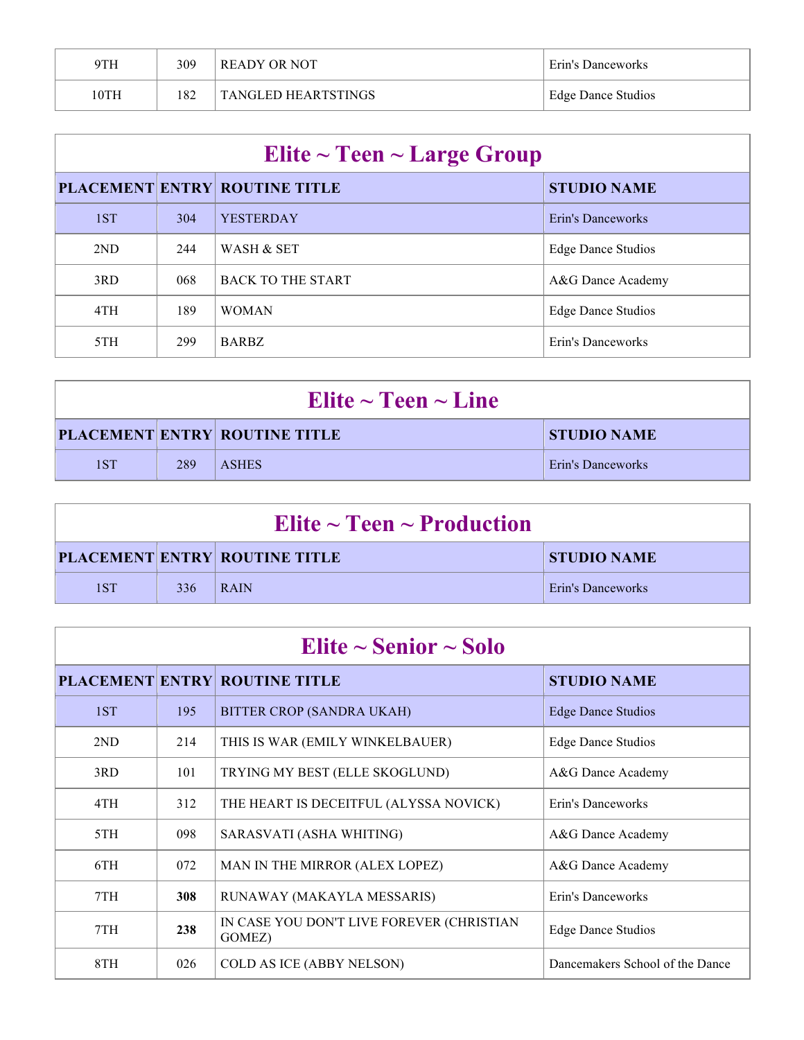| 9TH | 309 | READY OR NOT | Erin's Danceworks |
|---|---|---|---|
| 10TH | 182 | TANGLED HEARTSTINGS | Edge Dance Studios |

## Elite ~ Teen ~ Large Group

| PLACEMENT | ENTRY | ROUTINE TITLE | STUDIO NAME |
|---|---|---|---|
| 1ST | 304 | YESTERDAY | Erin's Danceworks |
| 2ND | 244 | WASH & SET | Edge Dance Studios |
| 3RD | 068 | BACK TO THE START | A&G Dance Academy |
| 4TH | 189 | WOMAN | Edge Dance Studios |
| 5TH | 299 | BARBZ | Erin's Danceworks |

## Elite ~ Teen ~ Line

| PLACEMENT | ENTRY | ROUTINE TITLE | STUDIO NAME |
|---|---|---|---|
| 1ST | 289 | ASHES | Erin's Danceworks |

## Elite ~ Teen ~ Production

| PLACEMENT | ENTRY | ROUTINE TITLE | STUDIO NAME |
|---|---|---|---|
| 1ST | 336 | RAIN | Erin's Danceworks |

## Elite ~ Senior ~ Solo

| PLACEMENT | ENTRY | ROUTINE TITLE | STUDIO NAME |
|---|---|---|---|
| 1ST | 195 | BITTER CROP (SANDRA UKAH) | Edge Dance Studios |
| 2ND | 214 | THIS IS WAR (EMILY WINKELBAUER) | Edge Dance Studios |
| 3RD | 101 | TRYING MY BEST (ELLE SKOGLUND) | A&G Dance Academy |
| 4TH | 312 | THE HEART IS DECEITFUL (ALYSSA NOVICK) | Erin's Danceworks |
| 5TH | 098 | SARASVATI (ASHA WHITING) | A&G Dance Academy |
| 6TH | 072 | MAN IN THE MIRROR (ALEX LOPEZ) | A&G Dance Academy |
| 7TH | **308** | RUNAWAY (MAKAYLA MESSARIS) | Erin's Danceworks |
| 7TH | **238** | IN CASE YOU DON'T LIVE FOREVER (CHRISTIAN GOMEZ) | Edge Dance Studios |
| 8TH | 026 | COLD AS ICE (ABBY NELSON) | Dancemakers School of the Dance |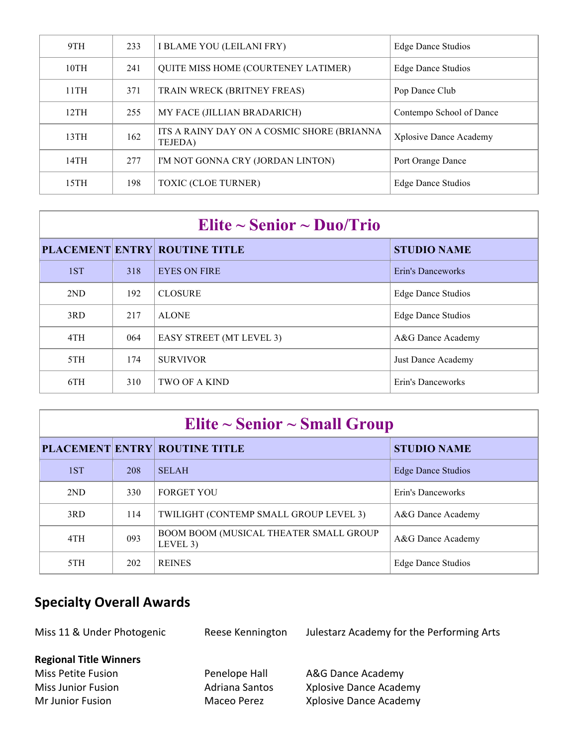| 9TH | 233 | I BLAME YOU (LEILANI FRY) | Edge Dance Studios |
|---|---|---|---|
| 10TH | 241 | QUITE MISS HOME (COURTENEY LATIMER) | Edge Dance Studios |
| 11TH | 371 | TRAIN WRECK (BRITNEY FREAS) | Pop Dance Club |
| 12TH | 255 | MY FACE (JILLIAN BRADARICH) | Contempo School of Dance |
| 13TH | 162 | ITS A RAINY DAY ON A COSMIC SHORE (BRIANNA TEJEDA) | Xplosive Dance Academy |
| 14TH | 277 | I'M NOT GONNA CRY (JORDAN LINTON) | Port Orange Dance |
| 15TH | 198 | TOXIC (CLOE TURNER) | Edge Dance Studios |

## Elite ~ Senior ~ Duo/Trio

| PLACEMENT | ENTRY | ROUTINE TITLE | STUDIO NAME |
|---|---|---|---|
| 1ST | 318 | EYES ON FIRE | Erin's Danceworks |
| 2ND | 192 | CLOSURE | Edge Dance Studios |
| 3RD | 217 | ALONE | Edge Dance Studios |
| 4TH | 064 | EASY STREET (MT LEVEL 3) | A&G Dance Academy |
| 5TH | 174 | SURVIVOR | Just Dance Academy |
| 6TH | 310 | TWO OF A KIND | Erin's Danceworks |

## Elite ~ Senior ~ Small Group

| PLACEMENT | ENTRY | ROUTINE TITLE | STUDIO NAME |
|---|---|---|---|
| 1ST | 208 | SELAH | Edge Dance Studios |
| 2ND | 330 | FORGET YOU | Erin's Danceworks |
| 3RD | 114 | TWILIGHT (CONTEMP SMALL GROUP LEVEL 3) | A&G Dance Academy |
| 4TH | 093 | BOOM BOOM (MUSICAL THEATER SMALL GROUP LEVEL 3) | A&G Dance Academy |
| 5TH | 202 | REINES | Edge Dance Studios |

## Specialty Overall Awards

| | | |
|---|---|---|
| Miss 11 & Under Photogenic | Reese Kennington | Julestarz Academy for the Performing Arts |

**Regional Title Winners**

| | | |
|---|---|---|
| Miss Petite Fusion | Penelope Hall | A&G Dance Academy |
| Miss Junior Fusion | Adriana Santos | Xplosive Dance Academy |
| Mr Junior Fusion | Maceo Perez | Xplosive Dance Academy |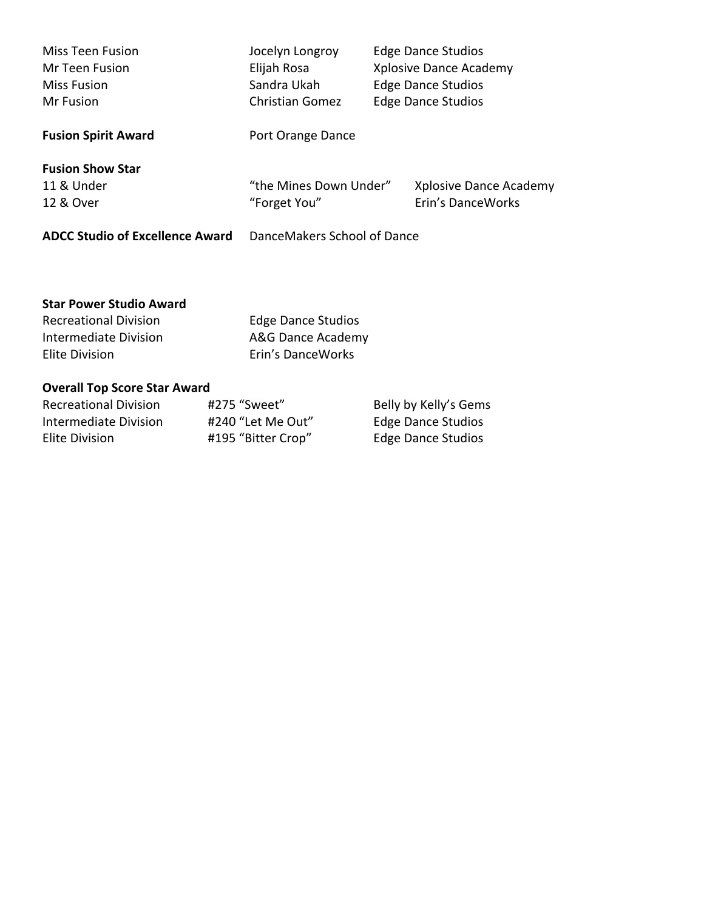| | | |
|---|---|---|
| Miss Teen Fusion | Jocelyn Longroy | Edge Dance Studios |
| Mr Teen Fusion | Elijah Rosa | Xplosive Dance Academy |
| Miss Fusion | Sandra Ukah | Edge Dance Studios |
| Mr Fusion | Christian Gomez | Edge Dance Studios |

**Fusion Spirit Award** Port Orange Dance

**Fusion Show Star**

| | | |
|---|---|---|
| 11 & Under | "the Mines Down Under" | Xplosive Dance Academy |
| 12 & Over | "Forget You" | Erin's DanceWorks |

**ADCC Studio of Excellence Award** DanceMakers School of Dance

**Star Power Studio Award**

| | |
|---|---|
| Recreational Division | Edge Dance Studios |
| Intermediate Division | A&G Dance Academy |
| Elite Division | Erin's DanceWorks |

**Overall Top Score Star Award**

| | | |
|---|---|---|
| Recreational Division | #275 "Sweet" | Belly by Kelly's Gems |
| Intermediate Division | #240 "Let Me Out" | Edge Dance Studios |
| Elite Division | #195 "Bitter Crop" | Edge Dance Studios |